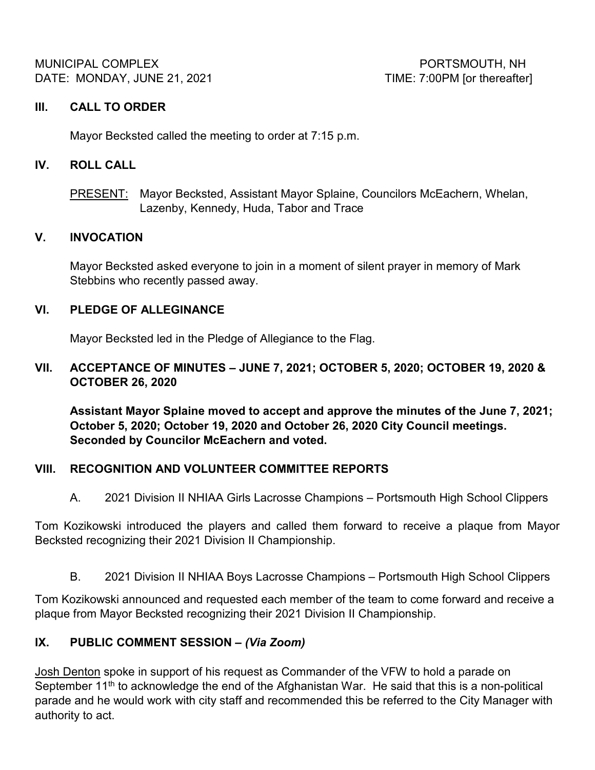MUNICIPAL COMPLEX PORTSMOUTH, NH
DATE: MONDAY, JUNE 21, 2021 TIME: 7:00PM [or thereafter]

## III. CALL TO ORDER

Mayor Becksted called the meeting to order at 7:15 p.m.

## IV. ROLL CALL

PRESENT: Mayor Becksted, Assistant Mayor Splaine, Councilors McEachern, Whelan, Lazenby, Kennedy, Huda, Tabor and Trace

## V. INVOCATION

Mayor Becksted asked everyone to join in a moment of silent prayer in memory of Mark Stebbins who recently passed away.

## VI. PLEDGE OF ALLEGINANCE

Mayor Becksted led in the Pledge of Allegiance to the Flag.

## VII. ACCEPTANCE OF MINUTES – JUNE 7, 2021; OCTOBER 5, 2020; OCTOBER 19, 2020 & OCTOBER 26, 2020

**Assistant Mayor Splaine moved to accept and approve the minutes of the June 7, 2021; October 5, 2020; October 19, 2020 and October 26, 2020 City Council meetings. Seconded by Councilor McEachern and voted.**

## VIII. RECOGNITION AND VOLUNTEER COMMITTEE REPORTS

A. 2021 Division II NHIAA Girls Lacrosse Champions – Portsmouth High School Clippers

Tom Kozikowski introduced the players and called them forward to receive a plaque from Mayor Becksted recognizing their 2021 Division II Championship.

B. 2021 Division II NHIAA Boys Lacrosse Champions – Portsmouth High School Clippers

Tom Kozikowski announced and requested each member of the team to come forward and receive a plaque from Mayor Becksted recognizing their 2021 Division II Championship.

## IX. PUBLIC COMMENT SESSION – *(Via Zoom)*

Josh Denton spoke in support of his request as Commander of the VFW to hold a parade on September 11th to acknowledge the end of the Afghanistan War. He said that this is a non-political parade and he would work with city staff and recommended this be referred to the City Manager with authority to act.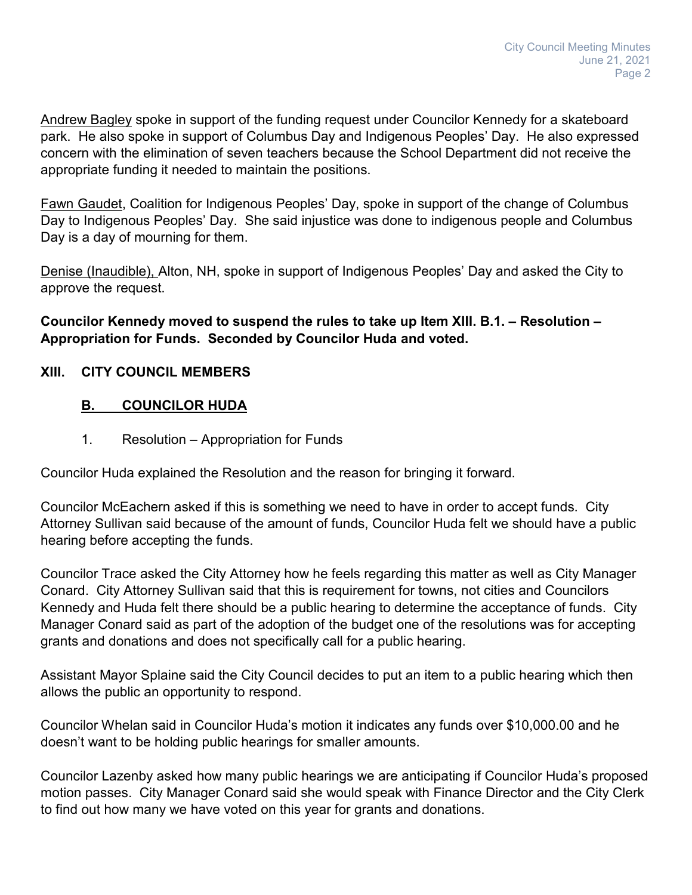Andrew Bagley spoke in support of the funding request under Councilor Kennedy for a skateboard park. He also spoke in support of Columbus Day and Indigenous Peoples' Day. He also expressed concern with the elimination of seven teachers because the School Department did not receive the appropriate funding it needed to maintain the positions.

Fawn Gaudet, Coalition for Indigenous Peoples' Day, spoke in support of the change of Columbus Day to Indigenous Peoples' Day. She said injustice was done to indigenous people and Columbus Day is a day of mourning for them.

Denise (Inaudible), Alton, NH, spoke in support of Indigenous Peoples' Day and asked the City to approve the request.

**Councilor Kennedy moved to suspend the rules to take up Item XIII. B.1. – Resolution – Appropriation for Funds. Seconded by Councilor Huda and voted.**

## XIII. CITY COUNCIL MEMBERS

### B. COUNCILOR HUDA

1. Resolution – Appropriation for Funds

Councilor Huda explained the Resolution and the reason for bringing it forward.

Councilor McEachern asked if this is something we need to have in order to accept funds. City Attorney Sullivan said because of the amount of funds, Councilor Huda felt we should have a public hearing before accepting the funds.

Councilor Trace asked the City Attorney how he feels regarding this matter as well as City Manager Conard. City Attorney Sullivan said that this is requirement for towns, not cities and Councilors Kennedy and Huda felt there should be a public hearing to determine the acceptance of funds. City Manager Conard said as part of the adoption of the budget one of the resolutions was for accepting grants and donations and does not specifically call for a public hearing.

Assistant Mayor Splaine said the City Council decides to put an item to a public hearing which then allows the public an opportunity to respond.

Councilor Whelan said in Councilor Huda's motion it indicates any funds over $10,000.00 and he doesn't want to be holding public hearings for smaller amounts.

Councilor Lazenby asked how many public hearings we are anticipating if Councilor Huda's proposed motion passes. City Manager Conard said she would speak with Finance Director and the City Clerk to find out how many we have voted on this year for grants and donations.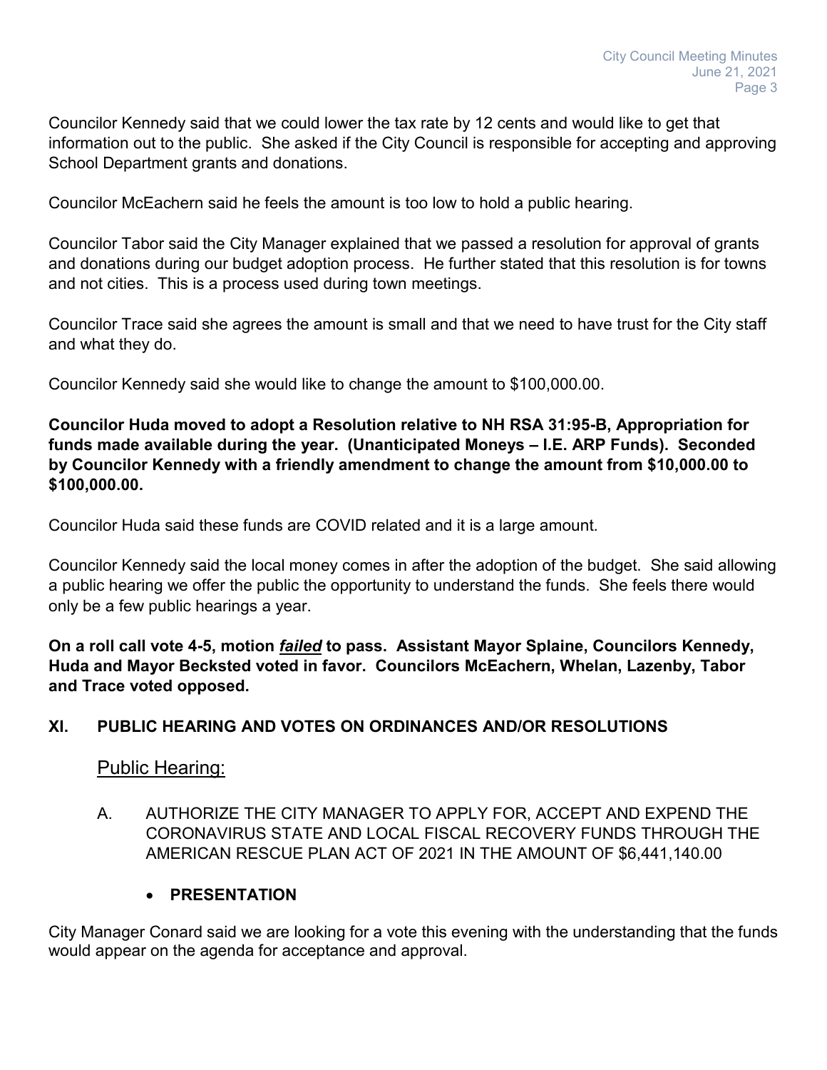Councilor Kennedy said that we could lower the tax rate by 12 cents and would like to get that information out to the public. She asked if the City Council is responsible for accepting and approving School Department grants and donations.

Councilor McEachern said he feels the amount is too low to hold a public hearing.

Councilor Tabor said the City Manager explained that we passed a resolution for approval of grants and donations during our budget adoption process. He further stated that this resolution is for towns and not cities. This is a process used during town meetings.

Councilor Trace said she agrees the amount is small and that we need to have trust for the City staff and what they do.

Councilor Kennedy said she would like to change the amount to $100,000.00.

**Councilor Huda moved to adopt a Resolution relative to NH RSA 31:95-B, Appropriation for funds made available during the year. (Unanticipated Moneys – I.E. ARP Funds). Seconded by Councilor Kennedy with a friendly amendment to change the amount from $10,000.00 to $100,000.00.**

Councilor Huda said these funds are COVID related and it is a large amount.

Councilor Kennedy said the local money comes in after the adoption of the budget. She said allowing a public hearing we offer the public the opportunity to understand the funds. She feels there would only be a few public hearings a year.

**On a roll call vote 4-5, motion *failed* to pass. Assistant Mayor Splaine, Councilors Kennedy, Huda and Mayor Becksted voted in favor. Councilors McEachern, Whelan, Lazenby, Tabor and Trace voted opposed.**

## XI. PUBLIC HEARING AND VOTES ON ORDINANCES AND/OR RESOLUTIONS

### Public Hearing:

A. AUTHORIZE THE CITY MANAGER TO APPLY FOR, ACCEPT AND EXPEND THE CORONAVIRUS STATE AND LOCAL FISCAL RECOVERY FUNDS THROUGH THE AMERICAN RESCUE PLAN ACT OF 2021 IN THE AMOUNT OF $6,441,140.00

- **PRESENTATION**

City Manager Conard said we are looking for a vote this evening with the understanding that the funds would appear on the agenda for acceptance and approval.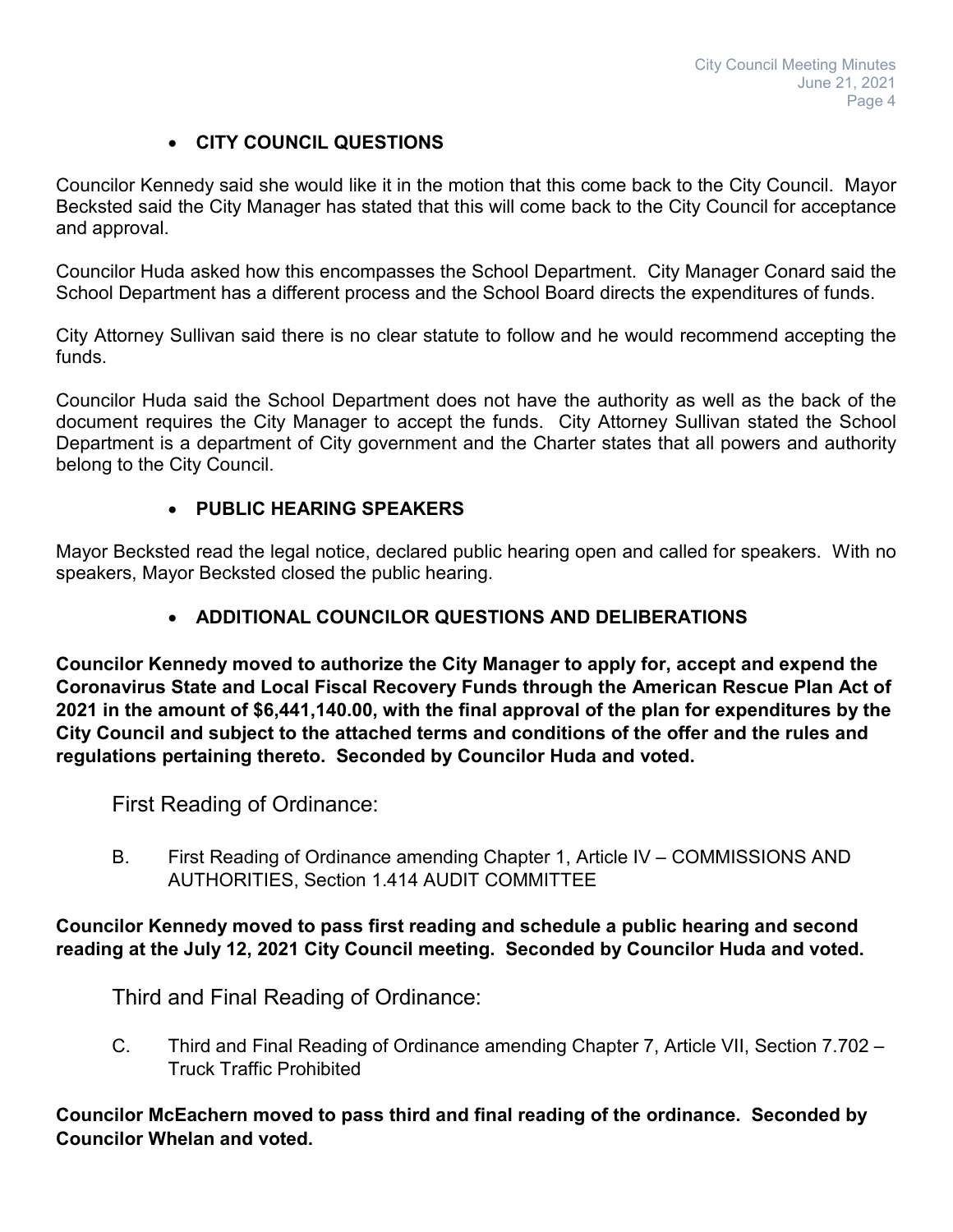- **CITY COUNCIL QUESTIONS**

Councilor Kennedy said she would like it in the motion that this come back to the City Council. Mayor Becksted said the City Manager has stated that this will come back to the City Council for acceptance and approval.

Councilor Huda asked how this encompasses the School Department. City Manager Conard said the School Department has a different process and the School Board directs the expenditures of funds.

City Attorney Sullivan said there is no clear statute to follow and he would recommend accepting the funds.

Councilor Huda said the School Department does not have the authority as well as the back of the document requires the City Manager to accept the funds. City Attorney Sullivan stated the School Department is a department of City government and the Charter states that all powers and authority belong to the City Council.

- **PUBLIC HEARING SPEAKERS**

Mayor Becksted read the legal notice, declared public hearing open and called for speakers. With no speakers, Mayor Becksted closed the public hearing.

- **ADDITIONAL COUNCILOR QUESTIONS AND DELIBERATIONS**

**Councilor Kennedy moved to authorize the City Manager to apply for, accept and expend the Coronavirus State and Local Fiscal Recovery Funds through the American Rescue Plan Act of 2021 in the amount of $6,441,140.00, with the final approval of the plan for expenditures by the City Council and subject to the attached terms and conditions of the offer and the rules and regulations pertaining thereto. Seconded by Councilor Huda and voted.**

First Reading of Ordinance:

B. First Reading of Ordinance amending Chapter 1, Article IV – COMMISSIONS AND AUTHORITIES, Section 1.414 AUDIT COMMITTEE

**Councilor Kennedy moved to pass first reading and schedule a public hearing and second reading at the July 12, 2021 City Council meeting. Seconded by Councilor Huda and voted.**

Third and Final Reading of Ordinance:

C. Third and Final Reading of Ordinance amending Chapter 7, Article VII, Section 7.702 – Truck Traffic Prohibited

**Councilor McEachern moved to pass third and final reading of the ordinance. Seconded by Councilor Whelan and voted.**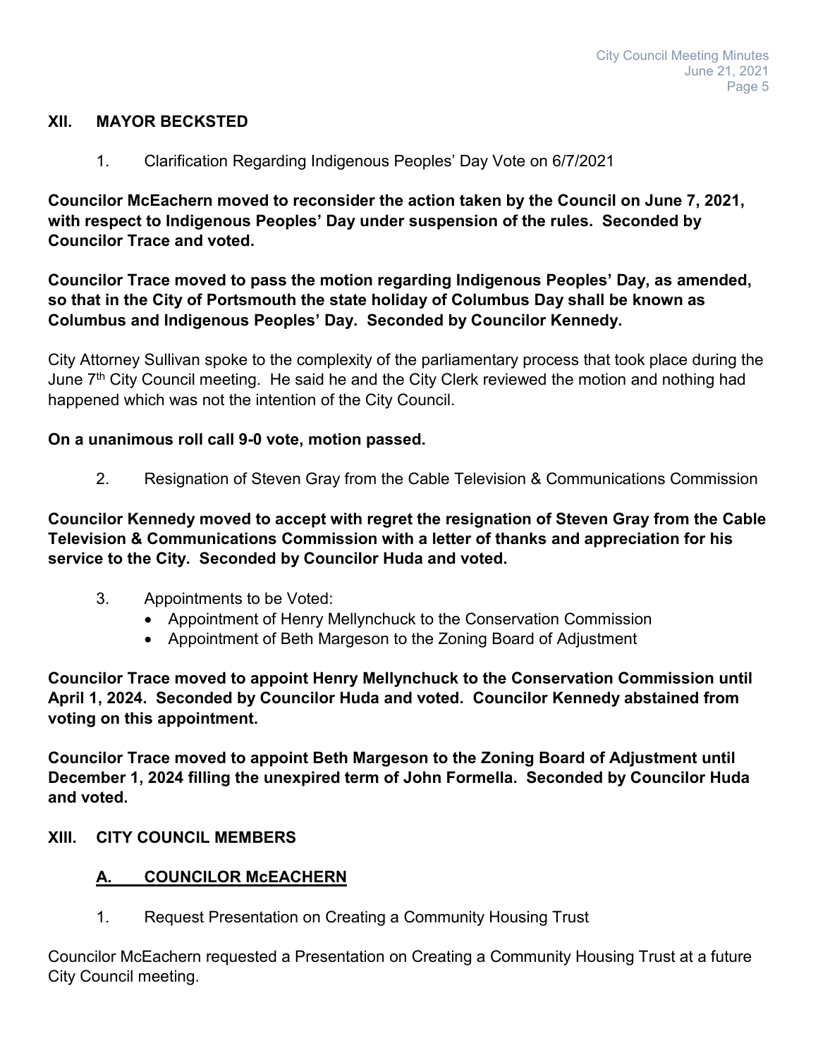## XII. MAYOR BECKSTED

1. Clarification Regarding Indigenous Peoples' Day Vote on 6/7/2021

**Councilor McEachern moved to reconsider the action taken by the Council on June 7, 2021, with respect to Indigenous Peoples' Day under suspension of the rules. Seconded by Councilor Trace and voted.**

**Councilor Trace moved to pass the motion regarding Indigenous Peoples' Day, as amended, so that in the City of Portsmouth the state holiday of Columbus Day shall be known as Columbus and Indigenous Peoples' Day. Seconded by Councilor Kennedy.**

City Attorney Sullivan spoke to the complexity of the parliamentary process that took place during the June 7th City Council meeting. He said he and the City Clerk reviewed the motion and nothing had happened which was not the intention of the City Council.

**On a unanimous roll call 9-0 vote, motion passed.**

2. Resignation of Steven Gray from the Cable Television & Communications Commission

**Councilor Kennedy moved to accept with regret the resignation of Steven Gray from the Cable Television & Communications Commission with a letter of thanks and appreciation for his service to the City. Seconded by Councilor Huda and voted.**

3. Appointments to be Voted:
   - Appointment of Henry Mellynchuck to the Conservation Commission
   - Appointment of Beth Margeson to the Zoning Board of Adjustment

**Councilor Trace moved to appoint Henry Mellynchuck to the Conservation Commission until April 1, 2024. Seconded by Councilor Huda and voted. Councilor Kennedy abstained from voting on this appointment.**

**Councilor Trace moved to appoint Beth Margeson to the Zoning Board of Adjustment until December 1, 2024 filling the unexpired term of John Formella. Seconded by Councilor Huda and voted.**

## XIII. CITY COUNCIL MEMBERS

### A. COUNCILOR McEACHERN

1. Request Presentation on Creating a Community Housing Trust

Councilor McEachern requested a Presentation on Creating a Community Housing Trust at a future City Council meeting.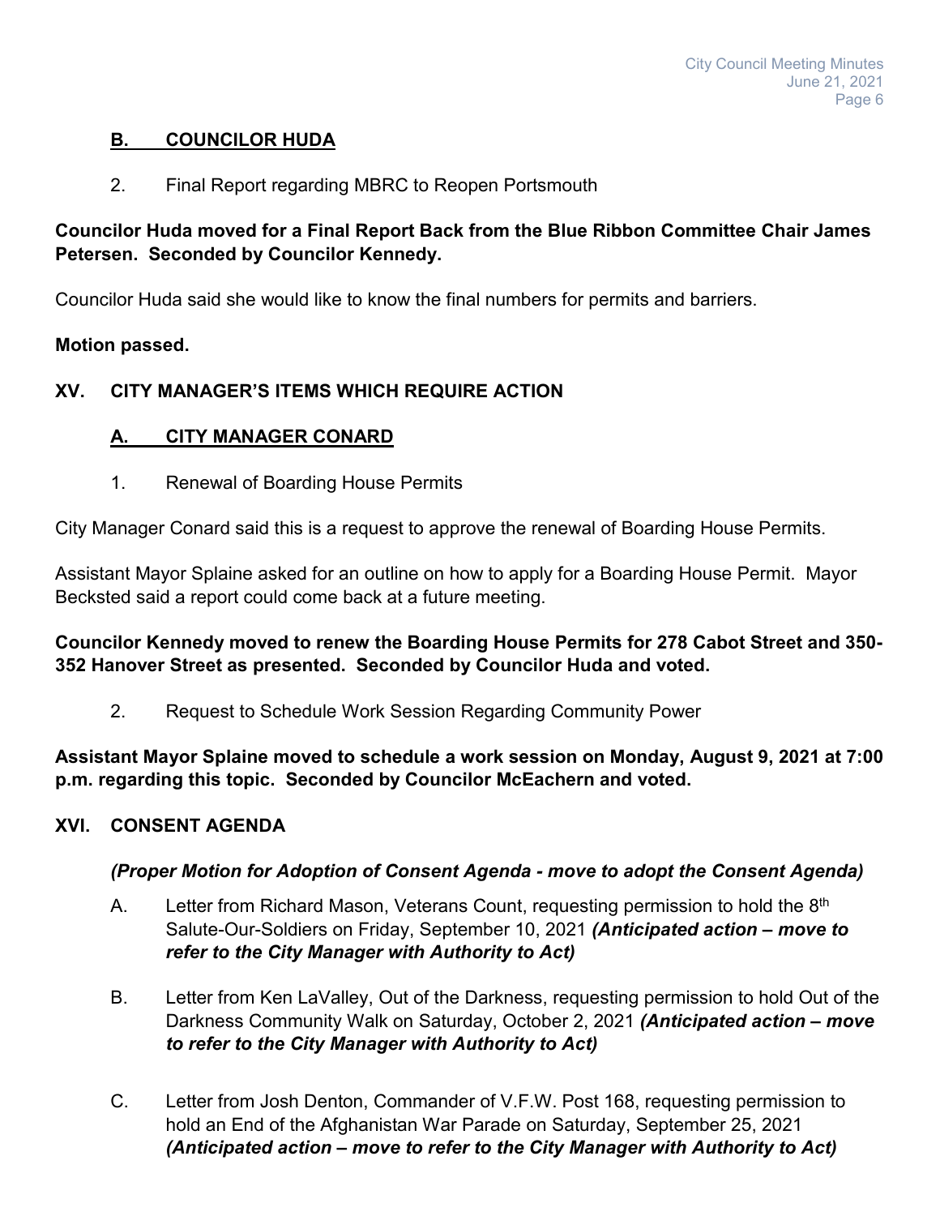### B. COUNCILOR HUDA

2. Final Report regarding MBRC to Reopen Portsmouth

**Councilor Huda moved for a Final Report Back from the Blue Ribbon Committee Chair James Petersen. Seconded by Councilor Kennedy.**

Councilor Huda said she would like to know the final numbers for permits and barriers.

**Motion passed.**

## XV. CITY MANAGER'S ITEMS WHICH REQUIRE ACTION

### A. CITY MANAGER CONARD

1. Renewal of Boarding House Permits

City Manager Conard said this is a request to approve the renewal of Boarding House Permits.

Assistant Mayor Splaine asked for an outline on how to apply for a Boarding House Permit. Mayor Becksted said a report could come back at a future meeting.

**Councilor Kennedy moved to renew the Boarding House Permits for 278 Cabot Street and 350-352 Hanover Street as presented. Seconded by Councilor Huda and voted.**

2. Request to Schedule Work Session Regarding Community Power

**Assistant Mayor Splaine moved to schedule a work session on Monday, August 9, 2021 at 7:00 p.m. regarding this topic. Seconded by Councilor McEachern and voted.**

## XVI. CONSENT AGENDA

***(Proper Motion for Adoption of Consent Agenda - move to adopt the Consent Agenda)***

A. Letter from Richard Mason, Veterans Count, requesting permission to hold the 8th Salute-Our-Soldiers on Friday, September 10, 2021 ***(Anticipated action – move to refer to the City Manager with Authority to Act)***

B. Letter from Ken LaValley, Out of the Darkness, requesting permission to hold Out of the Darkness Community Walk on Saturday, October 2, 2021 ***(Anticipated action – move to refer to the City Manager with Authority to Act)***

C. Letter from Josh Denton, Commander of V.F.W. Post 168, requesting permission to hold an End of the Afghanistan War Parade on Saturday, September 25, 2021 ***(Anticipated action – move to refer to the City Manager with Authority to Act)***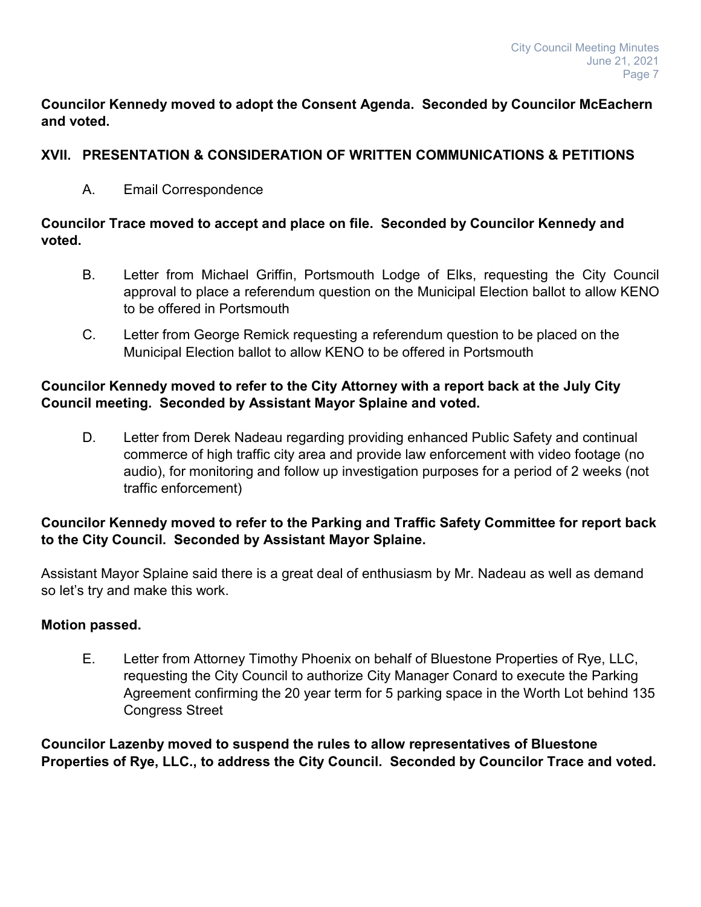**Councilor Kennedy moved to adopt the Consent Agenda. Seconded by Councilor McEachern and voted.**

## XVII. PRESENTATION & CONSIDERATION OF WRITTEN COMMUNICATIONS & PETITIONS

A. Email Correspondence

**Councilor Trace moved to accept and place on file. Seconded by Councilor Kennedy and voted.**

B. Letter from Michael Griffin, Portsmouth Lodge of Elks, requesting the City Council approval to place a referendum question on the Municipal Election ballot to allow KENO to be offered in Portsmouth

C. Letter from George Remick requesting a referendum question to be placed on the Municipal Election ballot to allow KENO to be offered in Portsmouth

**Councilor Kennedy moved to refer to the City Attorney with a report back at the July City Council meeting. Seconded by Assistant Mayor Splaine and voted.**

D. Letter from Derek Nadeau regarding providing enhanced Public Safety and continual commerce of high traffic city area and provide law enforcement with video footage (no audio), for monitoring and follow up investigation purposes for a period of 2 weeks (not traffic enforcement)

**Councilor Kennedy moved to refer to the Parking and Traffic Safety Committee for report back to the City Council. Seconded by Assistant Mayor Splaine.**

Assistant Mayor Splaine said there is a great deal of enthusiasm by Mr. Nadeau as well as demand so let's try and make this work.

**Motion passed.**

E. Letter from Attorney Timothy Phoenix on behalf of Bluestone Properties of Rye, LLC, requesting the City Council to authorize City Manager Conard to execute the Parking Agreement confirming the 20 year term for 5 parking space in the Worth Lot behind 135 Congress Street

**Councilor Lazenby moved to suspend the rules to allow representatives of Bluestone Properties of Rye, LLC., to address the City Council. Seconded by Councilor Trace and voted.**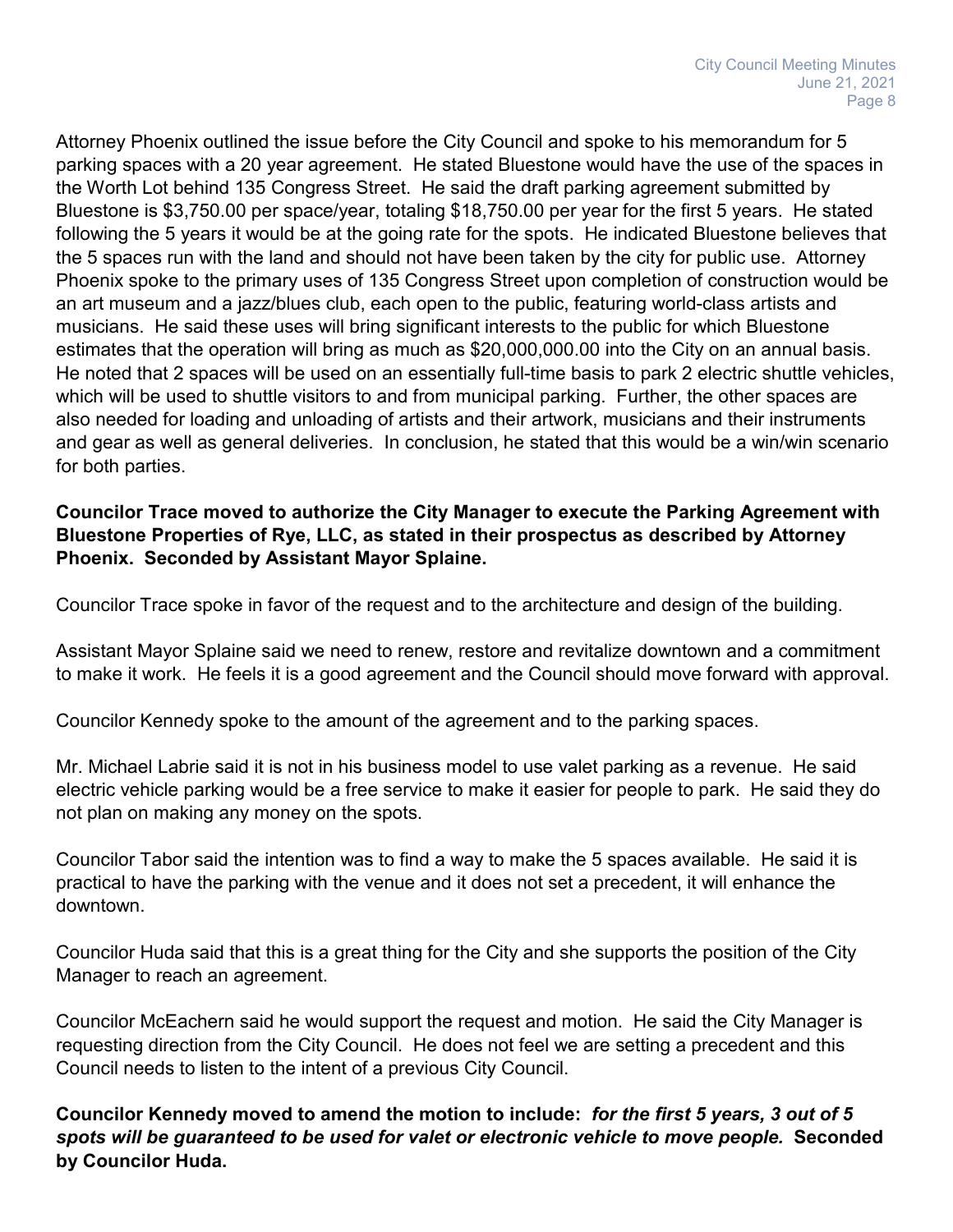Attorney Phoenix outlined the issue before the City Council and spoke to his memorandum for 5 parking spaces with a 20 year agreement. He stated Bluestone would have the use of the spaces in the Worth Lot behind 135 Congress Street. He said the draft parking agreement submitted by Bluestone is $3,750.00 per space/year, totaling $18,750.00 per year for the first 5 years. He stated following the 5 years it would be at the going rate for the spots. He indicated Bluestone believes that the 5 spaces run with the land and should not have been taken by the city for public use. Attorney Phoenix spoke to the primary uses of 135 Congress Street upon completion of construction would be an art museum and a jazz/blues club, each open to the public, featuring world-class artists and musicians. He said these uses will bring significant interests to the public for which Bluestone estimates that the operation will bring as much as $20,000,000.00 into the City on an annual basis. He noted that 2 spaces will be used on an essentially full-time basis to park 2 electric shuttle vehicles, which will be used to shuttle visitors to and from municipal parking. Further, the other spaces are also needed for loading and unloading of artists and their artwork, musicians and their instruments and gear as well as general deliveries. In conclusion, he stated that this would be a win/win scenario for both parties.

**Councilor Trace moved to authorize the City Manager to execute the Parking Agreement with Bluestone Properties of Rye, LLC, as stated in their prospectus as described by Attorney Phoenix. Seconded by Assistant Mayor Splaine.**

Councilor Trace spoke in favor of the request and to the architecture and design of the building.

Assistant Mayor Splaine said we need to renew, restore and revitalize downtown and a commitment to make it work. He feels it is a good agreement and the Council should move forward with approval.

Councilor Kennedy spoke to the amount of the agreement and to the parking spaces.

Mr. Michael Labrie said it is not in his business model to use valet parking as a revenue. He said electric vehicle parking would be a free service to make it easier for people to park. He said they do not plan on making any money on the spots.

Councilor Tabor said the intention was to find a way to make the 5 spaces available. He said it is practical to have the parking with the venue and it does not set a precedent, it will enhance the downtown.

Councilor Huda said that this is a great thing for the City and she supports the position of the City Manager to reach an agreement.

Councilor McEachern said he would support the request and motion. He said the City Manager is requesting direction from the City Council. He does not feel we are setting a precedent and this Council needs to listen to the intent of a previous City Council.

**Councilor Kennedy moved to amend the motion to include:** ***for the first 5 years, 3 out of 5 spots will be guaranteed to be used for valet or electronic vehicle to move people.*** **Seconded by Councilor Huda.**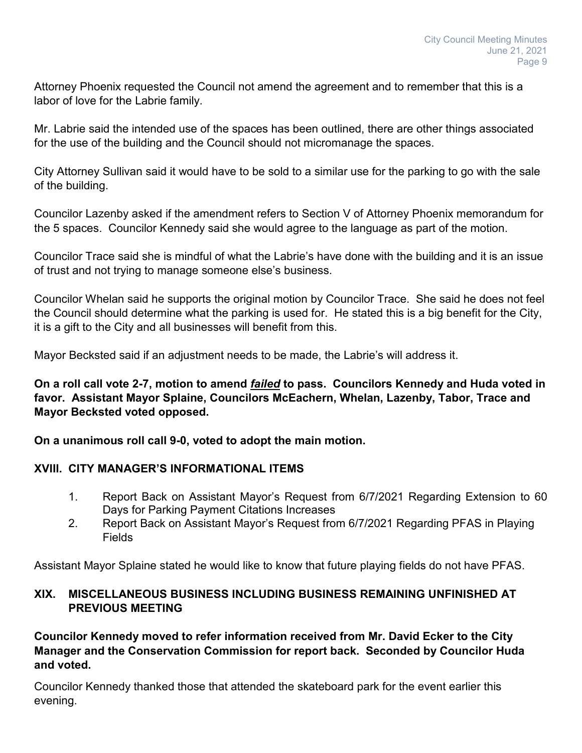Attorney Phoenix requested the Council not amend the agreement and to remember that this is a labor of love for the Labrie family.

Mr. Labrie said the intended use of the spaces has been outlined, there are other things associated for the use of the building and the Council should not micromanage the spaces.

City Attorney Sullivan said it would have to be sold to a similar use for the parking to go with the sale of the building.

Councilor Lazenby asked if the amendment refers to Section V of Attorney Phoenix memorandum for the 5 spaces. Councilor Kennedy said she would agree to the language as part of the motion.

Councilor Trace said she is mindful of what the Labrie's have done with the building and it is an issue of trust and not trying to manage someone else's business.

Councilor Whelan said he supports the original motion by Councilor Trace. She said he does not feel the Council should determine what the parking is used for. He stated this is a big benefit for the City, it is a gift to the City and all businesses will benefit from this.

Mayor Becksted said if an adjustment needs to be made, the Labrie's will address it.

**On a roll call vote 2-7, motion to amend _failed_ to pass. Councilors Kennedy and Huda voted in favor. Assistant Mayor Splaine, Councilors McEachern, Whelan, Lazenby, Tabor, Trace and Mayor Becksted voted opposed.**

**On a unanimous roll call 9-0, voted to adopt the main motion.**

## XVIII. CITY MANAGER'S INFORMATIONAL ITEMS

1. Report Back on Assistant Mayor's Request from 6/7/2021 Regarding Extension to 60 Days for Parking Payment Citations Increases
2. Report Back on Assistant Mayor's Request from 6/7/2021 Regarding PFAS in Playing Fields

Assistant Mayor Splaine stated he would like to know that future playing fields do not have PFAS.

## XIX. MISCELLANEOUS BUSINESS INCLUDING BUSINESS REMAINING UNFINISHED AT PREVIOUS MEETING

**Councilor Kennedy moved to refer information received from Mr. David Ecker to the City Manager and the Conservation Commission for report back. Seconded by Councilor Huda and voted.**

Councilor Kennedy thanked those that attended the skateboard park for the event earlier this evening.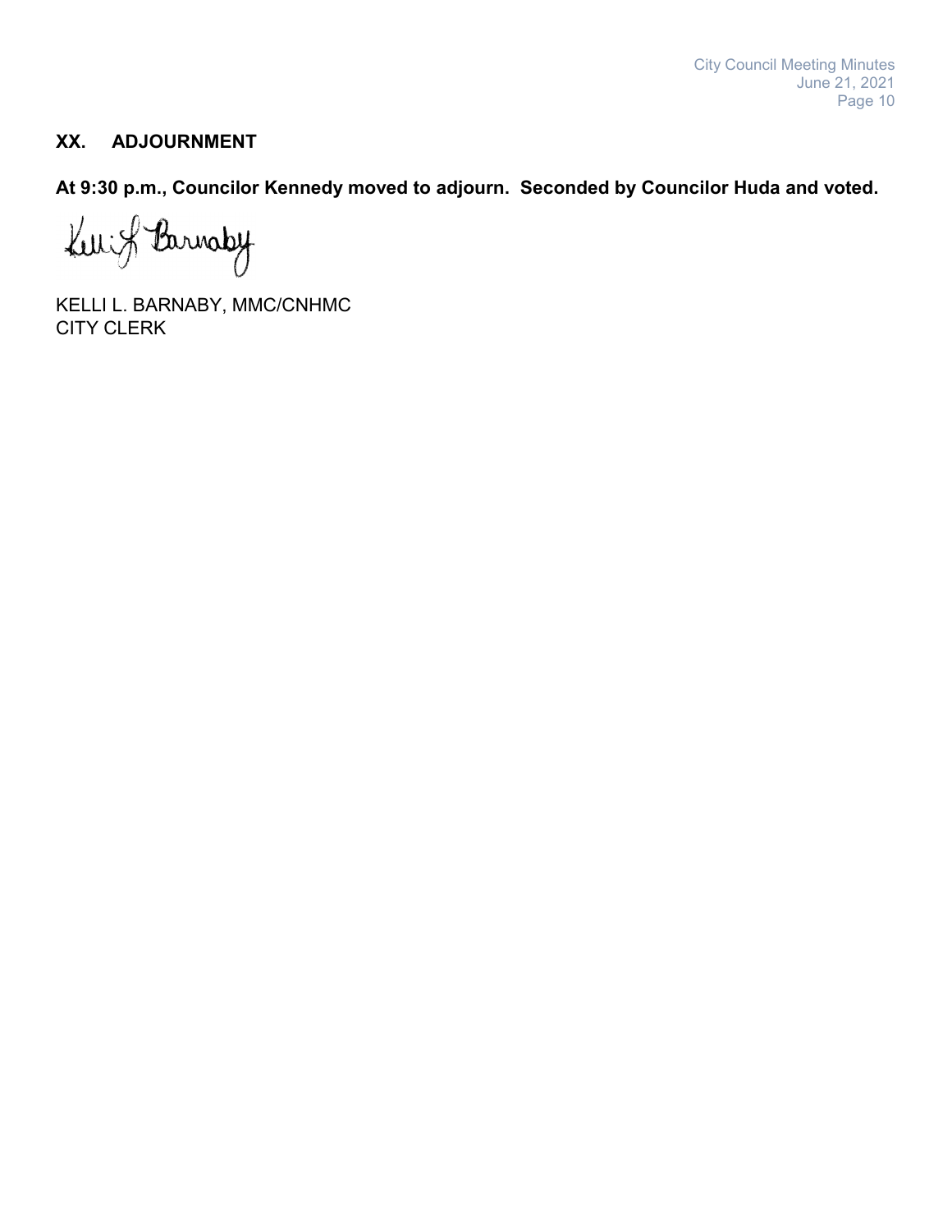## XX. ADJOURNMENT

**At 9:30 p.m., Councilor Kennedy moved to adjourn. Seconded by Councilor Huda and voted.**

KELLI L. BARNABY, MMC/CNHMC
CITY CLERK